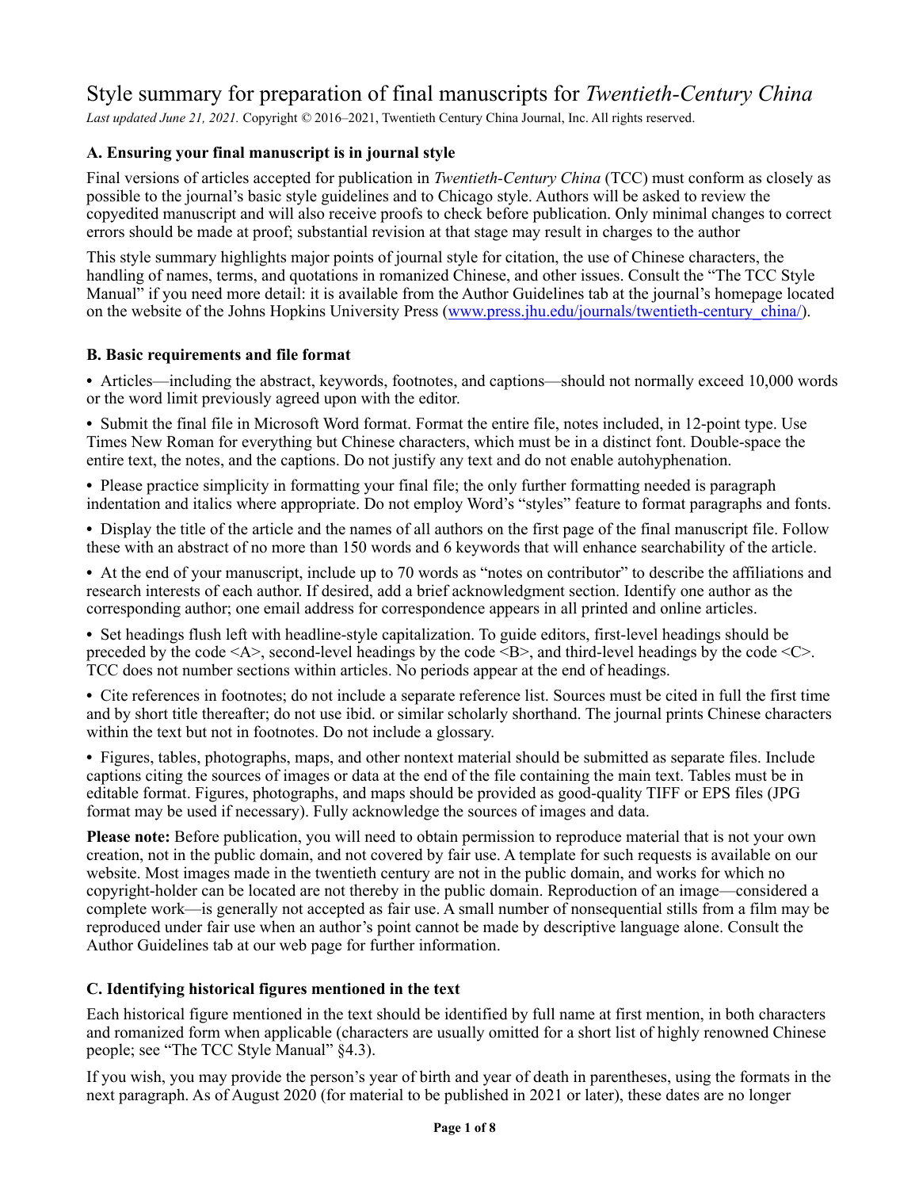# Style summary for preparation of final manuscripts for *Twentieth-Century China*

*Last updated June 21, 2021.* Copyright © 2016–2021, Twentieth Century China Journal, Inc. All rights reserved.

## A. Ensuring your final manuscript is in journal style

Final versions of articles accepted for publication in *Twentieth-Century China* (TCC) must conform as closely as possible to the journal's basic style guidelines and to Chicago style. Authors will be asked to review the copyedited manuscript and will also receive proofs to check before publication. Only minimal changes to correct errors should be made at proof; substantial revision at that stage may result in charges to the author

This style summary highlights major points of journal style for citation, the use of Chinese characters, the handling of names, terms, and quotations in romanized Chinese, and other issues. Consult the "The TCC Style Manual" if you need more detail: it is available from the Author Guidelines tab at the journal's homepage located on the website of the Johns Hopkins University Press (www.press.jhu.edu/journals/twentieth-century_china/).

## B. Basic requirements and file format

- Articles—including the abstract, keywords, footnotes, and captions—should not normally exceed 10,000 words or the word limit previously agreed upon with the editor.
- Submit the final file in Microsoft Word format. Format the entire file, notes included, in 12-point type. Use Times New Roman for everything but Chinese characters, which must be in a distinct font. Double-space the entire text, the notes, and the captions. Do not justify any text and do not enable autohyphenation.
- Please practice simplicity in formatting your final file; the only further formatting needed is paragraph indentation and italics where appropriate. Do not employ Word's "styles" feature to format paragraphs and fonts.
- Display the title of the article and the names of all authors on the first page of the final manuscript file. Follow these with an abstract of no more than 150 words and 6 keywords that will enhance searchability of the article.
- At the end of your manuscript, include up to 70 words as "notes on contributor" to describe the affiliations and research interests of each author. If desired, add a brief acknowledgment section. Identify one author as the corresponding author; one email address for correspondence appears in all printed and online articles.
- Set headings flush left with headline-style capitalization. To guide editors, first-level headings should be preceded by the code <A>, second-level headings by the code <B>, and third-level headings by the code <C>. TCC does not number sections within articles. No periods appear at the end of headings.
- Cite references in footnotes; do not include a separate reference list. Sources must be cited in full the first time and by short title thereafter; do not use ibid. or similar scholarly shorthand. The journal prints Chinese characters within the text but not in footnotes. Do not include a glossary.
- Figures, tables, photographs, maps, and other nontext material should be submitted as separate files. Include captions citing the sources of images or data at the end of the file containing the main text. Tables must be in editable format. Figures, photographs, and maps should be provided as good-quality TIFF or EPS files (JPG format may be used if necessary). Fully acknowledge the sources of images and data.

**Please note:** Before publication, you will need to obtain permission to reproduce material that is not your own creation, not in the public domain, and not covered by fair use. A template for such requests is available on our website. Most images made in the twentieth century are not in the public domain, and works for which no copyright-holder can be located are not thereby in the public domain. Reproduction of an image—considered a complete work—is generally not accepted as fair use. A small number of nonsequential stills from a film may be reproduced under fair use when an author's point cannot be made by descriptive language alone. Consult the Author Guidelines tab at our web page for further information.

## C. Identifying historical figures mentioned in the text

Each historical figure mentioned in the text should be identified by full name at first mention, in both characters and romanized form when applicable (characters are usually omitted for a short list of highly renowned Chinese people; see "The TCC Style Manual" §4.3).

If you wish, you may provide the person's year of birth and year of death in parentheses, using the formats in the next paragraph. As of August 2020 (for material to be published in 2021 or later), these dates are no longer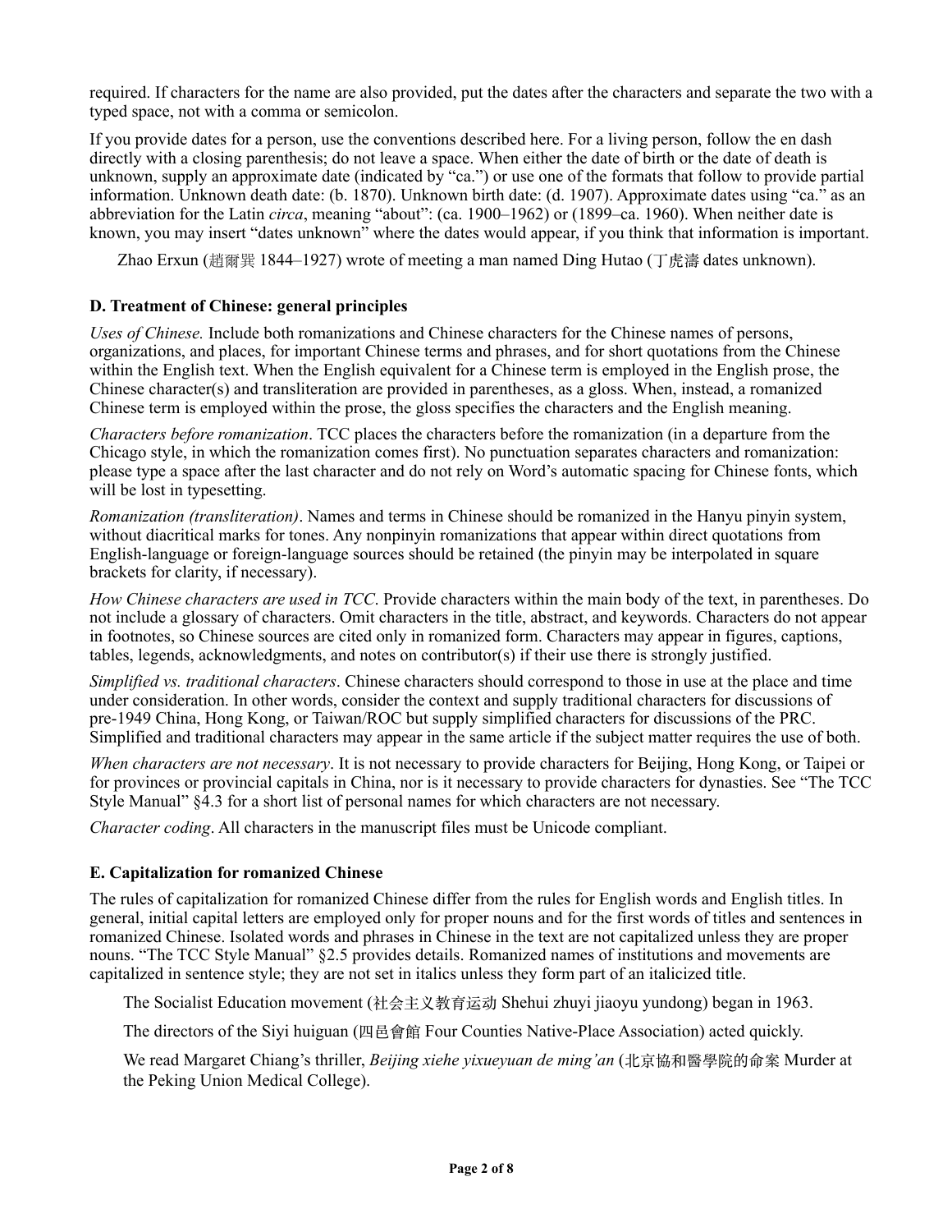required. If characters for the name are also provided, put the dates after the characters and separate the two with a typed space, not with a comma or semicolon.

If you provide dates for a person, use the conventions described here. For a living person, follow the en dash directly with a closing parenthesis; do not leave a space. When either the date of birth or the date of death is unknown, supply an approximate date (indicated by "ca.") or use one of the formats that follow to provide partial information. Unknown death date: (b. 1870). Unknown birth date: (d. 1907). Approximate dates using "ca." as an abbreviation for the Latin *circa*, meaning "about": (ca. 1900–1962) or (1899–ca. 1960). When neither date is known, you may insert "dates unknown" where the dates would appear, if you think that information is important.

> Zhao Erxun (趙爾巽 1844–1927) wrote of meeting a man named Ding Hutao (丁虎濤 dates unknown).

### D. Treatment of Chinese: general principles

*Uses of Chinese.* Include both romanizations and Chinese characters for the Chinese names of persons, organizations, and places, for important Chinese terms and phrases, and for short quotations from the Chinese within the English text. When the English equivalent for a Chinese term is employed in the English prose, the Chinese character(s) and transliteration are provided in parentheses, as a gloss. When, instead, a romanized Chinese term is employed within the prose, the gloss specifies the characters and the English meaning.

*Characters before romanization*. TCC places the characters before the romanization (in a departure from the Chicago style, in which the romanization comes first). No punctuation separates characters and romanization: please type a space after the last character and do not rely on Word's automatic spacing for Chinese fonts, which will be lost in typesetting.

*Romanization (transliteration)*. Names and terms in Chinese should be romanized in the Hanyu pinyin system, without diacritical marks for tones. Any nonpinyin romanizations that appear within direct quotations from English-language or foreign-language sources should be retained (the pinyin may be interpolated in square brackets for clarity, if necessary).

*How Chinese characters are used in TCC*. Provide characters within the main body of the text, in parentheses. Do not include a glossary of characters. Omit characters in the title, abstract, and keywords. Characters do not appear in footnotes, so Chinese sources are cited only in romanized form. Characters may appear in figures, captions, tables, legends, acknowledgments, and notes on contributor(s) if their use there is strongly justified.

*Simplified vs. traditional characters*. Chinese characters should correspond to those in use at the place and time under consideration. In other words, consider the context and supply traditional characters for discussions of pre-1949 China, Hong Kong, or Taiwan/ROC but supply simplified characters for discussions of the PRC. Simplified and traditional characters may appear in the same article if the subject matter requires the use of both.

*When characters are not necessary*. It is not necessary to provide characters for Beijing, Hong Kong, or Taipei or for provinces or provincial capitals in China, nor is it necessary to provide characters for dynasties. See "The TCC Style Manual" §4.3 for a short list of personal names for which characters are not necessary.

*Character coding*. All characters in the manuscript files must be Unicode compliant.

### E. Capitalization for romanized Chinese

The rules of capitalization for romanized Chinese differ from the rules for English words and English titles. In general, initial capital letters are employed only for proper nouns and for the first words of titles and sentences in romanized Chinese. Isolated words and phrases in Chinese in the text are not capitalized unless they are proper nouns. "The TCC Style Manual" §2.5 provides details. Romanized names of institutions and movements are capitalized in sentence style; they are not set in italics unless they form part of an italicized title.

> The Socialist Education movement (社会主义教育运动 Shehui zhuyi jiaoyu yundong) began in 1963.

> The directors of the Siyi huiguan (四邑會館 Four Counties Native-Place Association) acted quickly.

> We read Margaret Chiang's thriller, *Beijing xiehe yixueyuan de ming'an* (北京協和醫學院的命案 Murder at the Peking Union Medical College).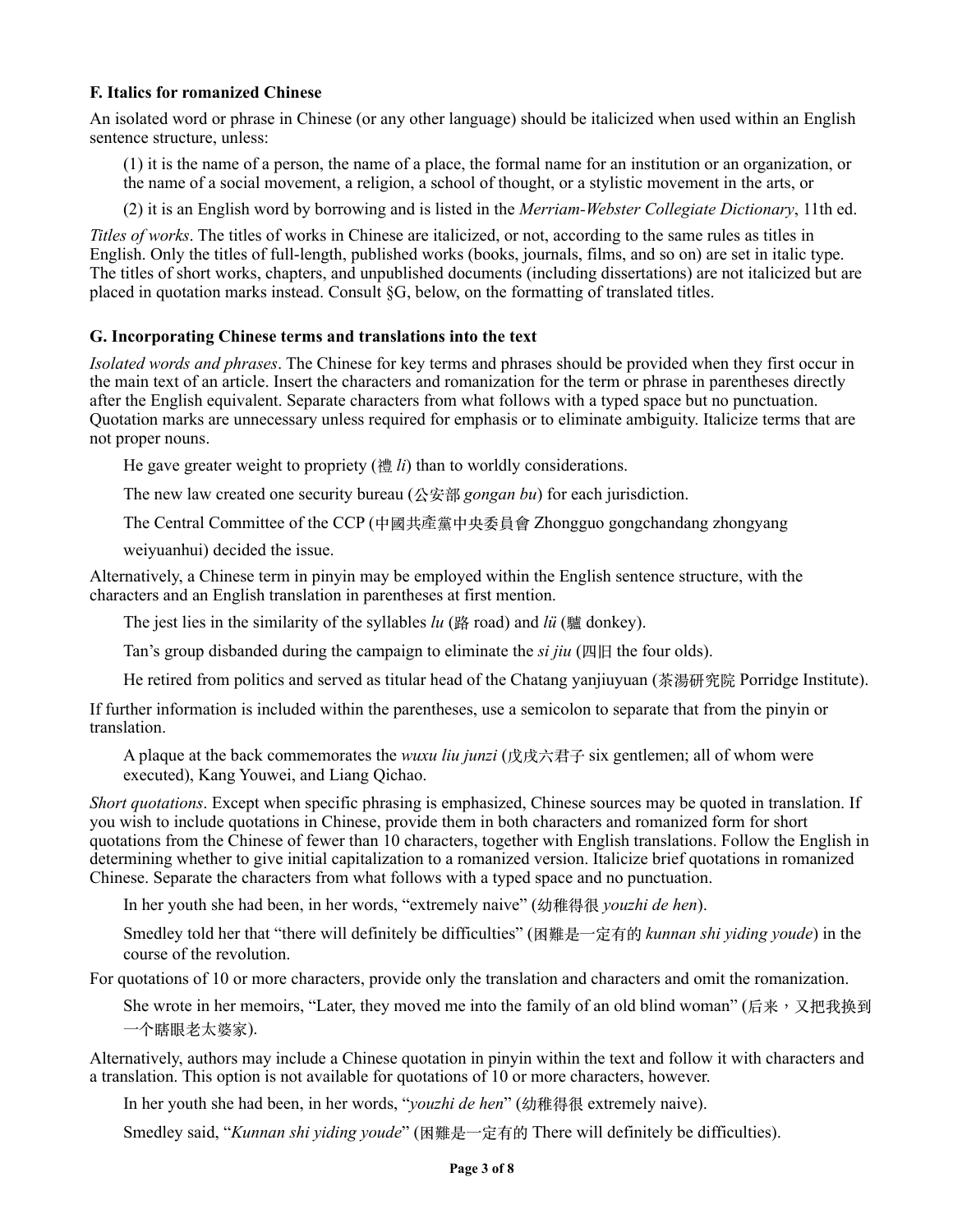### F. Italics for romanized Chinese

An isolated word or phrase in Chinese (or any other language) should be italicized when used within an English sentence structure, unless:

(1) it is the name of a person, the name of a place, the formal name for an institution or an organization, or the name of a social movement, a religion, a school of thought, or a stylistic movement in the arts, or

(2) it is an English word by borrowing and is listed in the *Merriam-Webster Collegiate Dictionary*, 11th ed.

*Titles of works*. The titles of works in Chinese are italicized, or not, according to the same rules as titles in English. Only the titles of full-length, published works (books, journals, films, and so on) are set in italic type. The titles of short works, chapters, and unpublished documents (including dissertations) are not italicized but are placed in quotation marks instead. Consult §G, below, on the formatting of translated titles.

### G. Incorporating Chinese terms and translations into the text

*Isolated words and phrases*. The Chinese for key terms and phrases should be provided when they first occur in the main text of an article. Insert the characters and romanization for the term or phrase in parentheses directly after the English equivalent. Separate characters from what follows with a typed space but no punctuation. Quotation marks are unnecessary unless required for emphasis or to eliminate ambiguity. Italicize terms that are not proper nouns.

> He gave greater weight to propriety (禮 *li*) than to worldly considerations.
>
> The new law created one security bureau (公安部 *gongan bu*) for each jurisdiction.
>
> The Central Committee of the CCP (中國共產黨中央委員會 Zhongguo gongchandang zhongyang weiyuanhui) decided the issue.

Alternatively, a Chinese term in pinyin may be employed within the English sentence structure, with the characters and an English translation in parentheses at first mention.

> The jest lies in the similarity of the syllables *lu* (路 road) and *lü* (驢 donkey).
>
> Tan's group disbanded during the campaign to eliminate the *si jiu* (四旧 the four olds).
>
> He retired from politics and served as titular head of the Chatang yanjiuyuan (茶湯研究院 Porridge Institute).

If further information is included within the parentheses, use a semicolon to separate that from the pinyin or translation.

> A plaque at the back commemorates the *wuxu liu junzi* (戊戌六君子 six gentlemen; all of whom were executed), Kang Youwei, and Liang Qichao.

*Short quotations*. Except when specific phrasing is emphasized, Chinese sources may be quoted in translation. If you wish to include quotations in Chinese, provide them in both characters and romanized form for short quotations from the Chinese of fewer than 10 characters, together with English translations. Follow the English in determining whether to give initial capitalization to a romanized version. Italicize brief quotations in romanized Chinese. Separate the characters from what follows with a typed space and no punctuation.

> In her youth she had been, in her words, "extremely naive" (幼稚得很 *youzhi de hen*).
>
> Smedley told her that "there will definitely be difficulties" (困難是一定有的 *kunnan shi yiding youde*) in the course of the revolution.

For quotations of 10 or more characters, provide only the translation and characters and omit the romanization.

> She wrote in her memoirs, "Later, they moved me into the family of an old blind woman" (后来，又把我换到一个瞎眼老太婆家).

Alternatively, authors may include a Chinese quotation in pinyin within the text and follow it with characters and a translation. This option is not available for quotations of 10 or more characters, however.

> In her youth she had been, in her words, "*youzhi de hen*" (幼稚得很 extremely naive).
>
> Smedley said, "*Kunnan shi yiding youde*" (困難是一定有的 There will definitely be difficulties).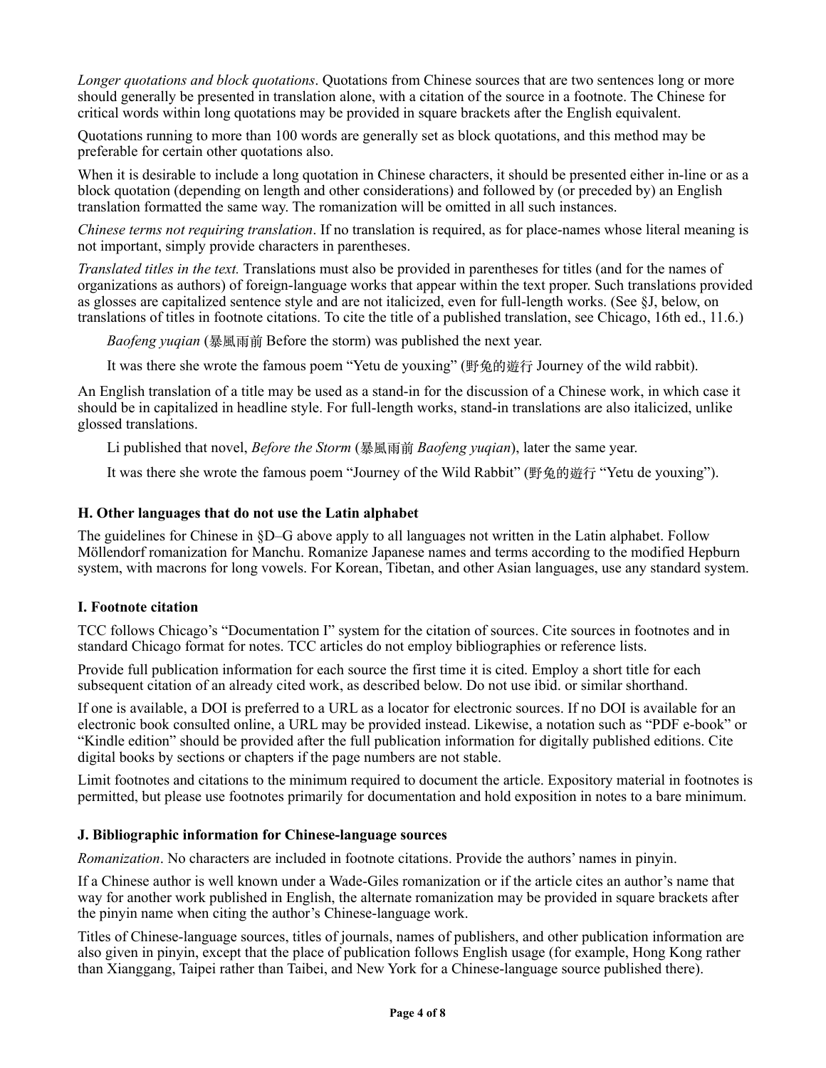*Longer quotations and block quotations*. Quotations from Chinese sources that are two sentences long or more should generally be presented in translation alone, with a citation of the source in a footnote. The Chinese for critical words within long quotations may be provided in square brackets after the English equivalent.

Quotations running to more than 100 words are generally set as block quotations, and this method may be preferable for certain other quotations also.

When it is desirable to include a long quotation in Chinese characters, it should be presented either in-line or as a block quotation (depending on length and other considerations) and followed by (or preceded by) an English translation formatted the same way. The romanization will be omitted in all such instances.

*Chinese terms not requiring translation*. If no translation is required, as for place-names whose literal meaning is not important, simply provide characters in parentheses.

*Translated titles in the text.* Translations must also be provided in parentheses for titles (and for the names of organizations as authors) of foreign-language works that appear within the text proper. Such translations provided as glosses are capitalized sentence style and are not italicized, even for full-length works. (See §J, below, on translations of titles in footnote citations. To cite the title of a published translation, see Chicago, 16th ed., 11.6.)

> *Baofeng yuqian* (暴風雨前 Before the storm) was published the next year.
>
> It was there she wrote the famous poem "Yetu de youxing" (野兔的遊行 Journey of the wild rabbit).

An English translation of a title may be used as a stand-in for the discussion of a Chinese work, in which case it should be in capitalized in headline style. For full-length works, stand-in translations are also italicized, unlike glossed translations.

> Li published that novel, *Before the Storm* (暴風雨前 *Baofeng yuqian*), later the same year.
>
> It was there she wrote the famous poem "Journey of the Wild Rabbit" (野兔的遊行 "Yetu de youxing").

### H. Other languages that do not use the Latin alphabet

The guidelines for Chinese in §D–G above apply to all languages not written in the Latin alphabet. Follow Möllendorf romanization for Manchu. Romanize Japanese names and terms according to the modified Hepburn system, with macrons for long vowels. For Korean, Tibetan, and other Asian languages, use any standard system.

### I. Footnote citation

TCC follows Chicago's "Documentation I" system for the citation of sources. Cite sources in footnotes and in standard Chicago format for notes. TCC articles do not employ bibliographies or reference lists.

Provide full publication information for each source the first time it is cited. Employ a short title for each subsequent citation of an already cited work, as described below. Do not use ibid. or similar shorthand.

If one is available, a DOI is preferred to a URL as a locator for electronic sources. If no DOI is available for an electronic book consulted online, a URL may be provided instead. Likewise, a notation such as "PDF e-book" or "Kindle edition" should be provided after the full publication information for digitally published editions. Cite digital books by sections or chapters if the page numbers are not stable.

Limit footnotes and citations to the minimum required to document the article. Expository material in footnotes is permitted, but please use footnotes primarily for documentation and hold exposition in notes to a bare minimum.

### J. Bibliographic information for Chinese-language sources

*Romanization*. No characters are included in footnote citations. Provide the authors' names in pinyin.

If a Chinese author is well known under a Wade-Giles romanization or if the article cites an author's name that way for another work published in English, the alternate romanization may be provided in square brackets after the pinyin name when citing the author's Chinese-language work.

Titles of Chinese-language sources, titles of journals, names of publishers, and other publication information are also given in pinyin, except that the place of publication follows English usage (for example, Hong Kong rather than Xianggang, Taipei rather than Taibei, and New York for a Chinese-language source published there).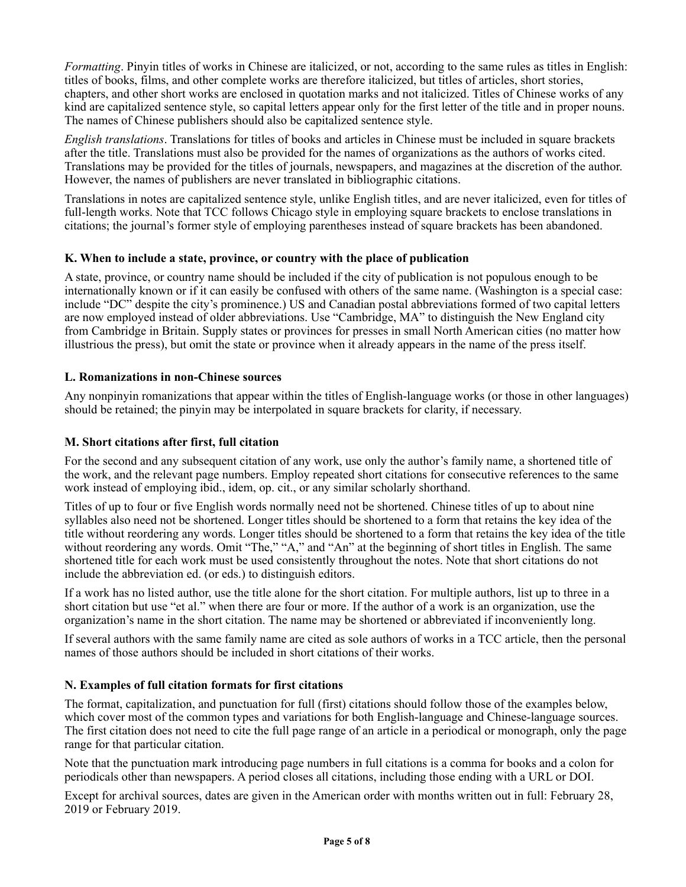*Formatting*. Pinyin titles of works in Chinese are italicized, or not, according to the same rules as titles in English: titles of books, films, and other complete works are therefore italicized, but titles of articles, short stories, chapters, and other short works are enclosed in quotation marks and not italicized. Titles of Chinese works of any kind are capitalized sentence style, so capital letters appear only for the first letter of the title and in proper nouns. The names of Chinese publishers should also be capitalized sentence style.

*English translations*. Translations for titles of books and articles in Chinese must be included in square brackets after the title. Translations must also be provided for the names of organizations as the authors of works cited. Translations may be provided for the titles of journals, newspapers, and magazines at the discretion of the author. However, the names of publishers are never translated in bibliographic citations.

Translations in notes are capitalized sentence style, unlike English titles, and are never italicized, even for titles of full-length works. Note that TCC follows Chicago style in employing square brackets to enclose translations in citations; the journal's former style of employing parentheses instead of square brackets has been abandoned.

### K. When to include a state, province, or country with the place of publication

A state, province, or country name should be included if the city of publication is not populous enough to be internationally known or if it can easily be confused with others of the same name. (Washington is a special case: include "DC" despite the city's prominence.) US and Canadian postal abbreviations formed of two capital letters are now employed instead of older abbreviations. Use "Cambridge, MA" to distinguish the New England city from Cambridge in Britain. Supply states or provinces for presses in small North American cities (no matter how illustrious the press), but omit the state or province when it already appears in the name of the press itself.

### L. Romanizations in non-Chinese sources

Any nonpinyin romanizations that appear within the titles of English-language works (or those in other languages) should be retained; the pinyin may be interpolated in square brackets for clarity, if necessary.

### M. Short citations after first, full citation

For the second and any subsequent citation of any work, use only the author's family name, a shortened title of the work, and the relevant page numbers. Employ repeated short citations for consecutive references to the same work instead of employing ibid., idem, op. cit., or any similar scholarly shorthand.

Titles of up to four or five English words normally need not be shortened. Chinese titles of up to about nine syllables also need not be shortened. Longer titles should be shortened to a form that retains the key idea of the title without reordering any words. Longer titles should be shortened to a form that retains the key idea of the title without reordering any words. Omit "The," "A," and "An" at the beginning of short titles in English. The same shortened title for each work must be used consistently throughout the notes. Note that short citations do not include the abbreviation ed. (or eds.) to distinguish editors.

If a work has no listed author, use the title alone for the short citation. For multiple authors, list up to three in a short citation but use "et al." when there are four or more. If the author of a work is an organization, use the organization's name in the short citation. The name may be shortened or abbreviated if inconveniently long.

If several authors with the same family name are cited as sole authors of works in a TCC article, then the personal names of those authors should be included in short citations of their works.

### N. Examples of full citation formats for first citations

The format, capitalization, and punctuation for full (first) citations should follow those of the examples below, which cover most of the common types and variations for both English-language and Chinese-language sources. The first citation does not need to cite the full page range of an article in a periodical or monograph, only the page range for that particular citation.

Note that the punctuation mark introducing page numbers in full citations is a comma for books and a colon for periodicals other than newspapers. A period closes all citations, including those ending with a URL or DOI.

Except for archival sources, dates are given in the American order with months written out in full: February 28, 2019 or February 2019.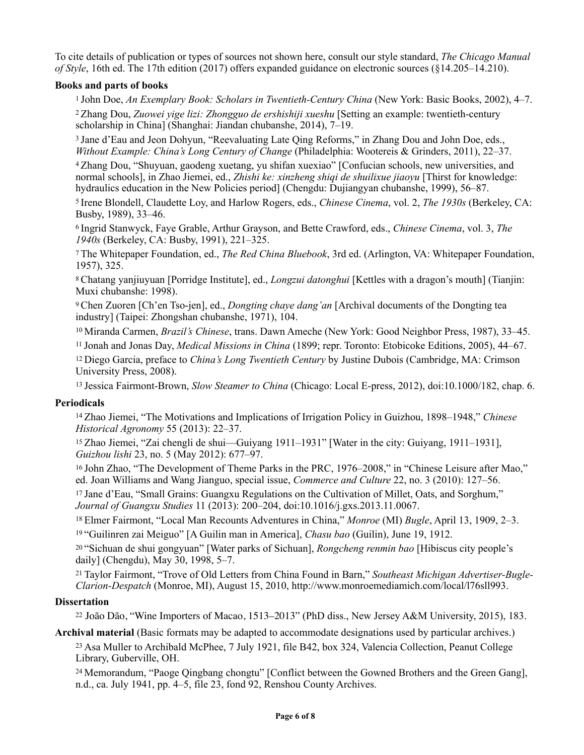To cite details of publication or types of sources not shown here, consult our style standard, *The Chicago Manual of Style*, 16th ed. The 17th edition (2017) offers expanded guidance on electronic sources (§14.205–14.210).

**Books and parts of books**

[1] John Doe, *An Exemplary Book: Scholars in Twentieth-Century China* (New York: Basic Books, 2002), 4–7.

[2] Zhang Dou, *Zuowei yige lizi: Zhongguo de ershishiji xueshu* [Setting an example: twentieth-century scholarship in China] (Shanghai: Jiandan chubanshe, 2014), 7–19.

[3] Jane d'Eau and Jeon Dohyun, "Reevaluating Late Qing Reforms," in Zhang Dou and John Doe, eds., *Without Example: China's Long Century of Change* (Philadelphia: Wootereis & Grinders, 2011), 22–37.

[4] Zhang Dou, "Shuyuan, gaodeng xuetang, yu shifan xuexiao" [Confucian schools, new universities, and normal schools], in Zhao Jiemei, ed., *Zhishi ke: xinzheng shiqi de shuilixue jiaoyu* [Thirst for knowledge: hydraulics education in the New Policies period] (Chengdu: Dujiangyan chubanshe, 1999), 56–87.

[5] Irene Blondell, Claudette Loy, and Harlow Rogers, eds., *Chinese Cinema*, vol. 2, *The 1930s* (Berkeley, CA: Busby, 1989), 33–46.

[6] Ingrid Stanwyck, Faye Grable, Arthur Grayson, and Bette Crawford, eds., *Chinese Cinema*, vol. 3, *The 1940s* (Berkeley, CA: Busby, 1991), 221–325.

[7] The Whitepaper Foundation, ed., *The Red China Bluebook*, 3rd ed. (Arlington, VA: Whitepaper Foundation, 1957), 325.

[8] Chatang yanjiuyuan [Porridge Institute], ed., *Longzui datonghui* [Kettles with a dragon's mouth] (Tianjin: Muxi chubanshe: 1998).

[9] Chen Zuoren [Ch'en Tso-jen], ed., *Dongting chaye dang'an* [Archival documents of the Dongting tea industry] (Taipei: Zhongshan chubanshe, 1971), 104.

[10] Miranda Carmen, *Brazil's Chinese*, trans. Dawn Ameche (New York: Good Neighbor Press, 1987), 33–45.

[11] Jonah and Jonas Day, *Medical Missions in China* (1899; repr. Toronto: Etobicoke Editions, 2005), 44–67.

[12] Diego Garcia, preface to *China's Long Twentieth Century* by Justine Dubois (Cambridge, MA: Crimson University Press, 2008).

[13] Jessica Fairmont-Brown, *Slow Steamer to China* (Chicago: Local E-press, 2012), doi:10.1000/182, chap. 6.

**Periodicals**

[14] Zhao Jiemei, "The Motivations and Implications of Irrigation Policy in Guizhou, 1898–1948," *Chinese Historical Agronomy* 55 (2013): 22–37.

[15] Zhao Jiemei, "Zai chengli de shui—Guiyang 1911–1931" [Water in the city: Guiyang, 1911–1931], *Guizhou lishi* 23, no. 5 (May 2012): 677–97.

[16] John Zhao, "The Development of Theme Parks in the PRC, 1976–2008," in "Chinese Leisure after Mao," ed. Joan Williams and Wang Jianguo, special issue, *Commerce and Culture* 22, no. 3 (2010): 127–56.

[17] Jane d'Eau, "Small Grains: Guangxu Regulations on the Cultivation of Millet, Oats, and Sorghum," *Journal of Guangxu Studies* 11 (2013): 200–204, doi:10.1016/j.gxs.2013.11.0067.

[18] Elmer Fairmont, "Local Man Recounts Adventures in China," *Monroe* (MI) *Bugle*, April 13, 1909, 2–3.

[19] "Guilinren zai Meiguo" [A Guilin man in America], *Chasu bao* (Guilin), June 19, 1912.

[20] "Sichuan de shui gongyuan" [Water parks of Sichuan], *Rongcheng renmin bao* [Hibiscus city people's daily] (Chengdu), May 30, 1998, 5–7.

[21] Taylor Fairmont, "Trove of Old Letters from China Found in Barn," *Southeast Michigan Advertiser-Bugle-Clarion-Despatch* (Monroe, MI), August 15, 2010, http://www.monroemediamich.com/local/l76sll993.

**Dissertation**

[22] João Dão, "Wine Importers of Macao, 1513–2013" (PhD diss., New Jersey A&M University, 2015), 183.

**Archival material** (Basic formats may be adapted to accommodate designations used by particular archives.)

[23] Asa Muller to Archibald McPhee, 7 July 1921, file B42, box 324, Valencia Collection, Peanut College Library, Guberville, OH.

[24] Memorandum, "Paoge Qingbang chongtu" [Conflict between the Gowned Brothers and the Green Gang], n.d., ca. July 1941, pp. 4–5, file 23, fond 92, Renshou County Archives.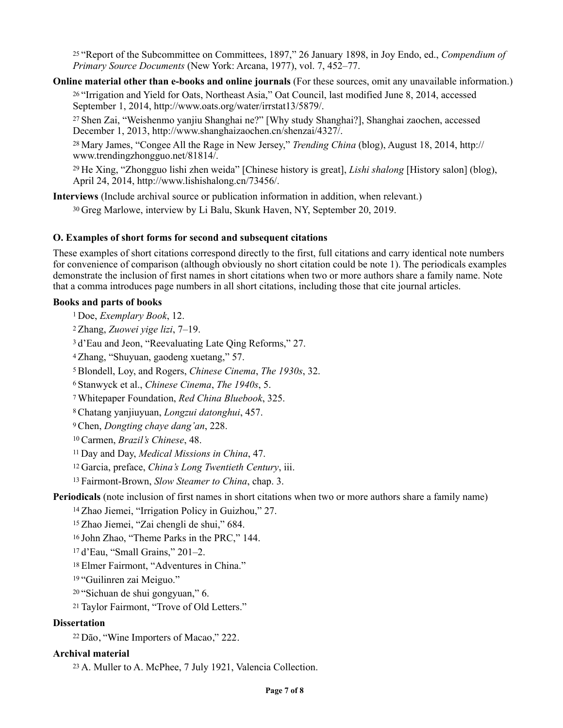[25] "Report of the Subcommittee on Committees, 1897," 26 January 1898, in Joy Endo, ed., *Compendium of Primary Source Documents* (New York: Arcana, 1977), vol. 7, 452–77.

**Online material other than e-books and online journals** (For these sources, omit any unavailable information.)

[26] "Irrigation and Yield for Oats, Northeast Asia," Oat Council, last modified June 8, 2014, accessed September 1, 2014, http://www.oats.org/water/irrstat13/5879/.

[27] Shen Zai, "Weishenmo yanjiu Shanghai ne?" [Why study Shanghai?], Shanghai zaochen, accessed December 1, 2013, http://www.shanghaizaochen.cn/shenzai/4327/.

[28] Mary James, "Congee All the Rage in New Jersey," *Trending China* (blog), August 18, 2014, http://www.trendingzhongguo.net/81814/.

[29] He Xing, "Zhongguo lishi zhen weida" [Chinese history is great], *Lishi shalong* [History salon] (blog), April 24, 2014, http://www.lishishalong.cn/73456/.

**Interviews** (Include archival source or publication information in addition, when relevant.)

[30] Greg Marlowe, interview by Li Balu, Skunk Haven, NY, September 20, 2019.

### O. Examples of short forms for second and subsequent citations

These examples of short citations correspond directly to the first, full citations and carry identical note numbers for convenience of comparison (although obviously no short citation could be note 1). The periodicals examples demonstrate the inclusion of first names in short citations when two or more authors share a family name. Note that a comma introduces page numbers in all short citations, including those that cite journal articles.

**Books and parts of books**

[1] Doe, *Exemplary Book*, 12.

[2] Zhang, *Zuowei yige lizi*, 7–19.

[3] d'Eau and Jeon, "Reevaluating Late Qing Reforms," 27.

[4] Zhang, "Shuyuan, gaodeng xuetang," 57.

[5] Blondell, Loy, and Rogers, *Chinese Cinema*, *The 1930s*, 32.

[6] Stanwyck et al., *Chinese Cinema*, *The 1940s*, 5.

[7] Whitepaper Foundation, *Red China Bluebook*, 325.

[8] Chatang yanjiuyuan, *Longzui datonghui*, 457.

[9] Chen, *Dongting chaye dang'an*, 228.

[10] Carmen, *Brazil's Chinese*, 48.

[11] Day and Day, *Medical Missions in China*, 47.

[12] Garcia, preface, *China's Long Twentieth Century*, iii.

[13] Fairmont-Brown, *Slow Steamer to China*, chap. 3.

**Periodicals** (note inclusion of first names in short citations when two or more authors share a family name)

[14] Zhao Jiemei, "Irrigation Policy in Guizhou," 27.

[15] Zhao Jiemei, "Zai chengli de shui," 684.

[16] John Zhao, "Theme Parks in the PRC," 144.

[17] d'Eau, "Small Grains," 201–2.

[18] Elmer Fairmont, "Adventures in China."

[19] "Guilinren zai Meiguo."

[20] "Sichuan de shui gongyuan," 6.

[21] Taylor Fairmont, "Trove of Old Letters."

**Dissertation**

[22] Dão, "Wine Importers of Macao," 222.

**Archival material**

[23] A. Muller to A. McPhee, 7 July 1921, Valencia Collection.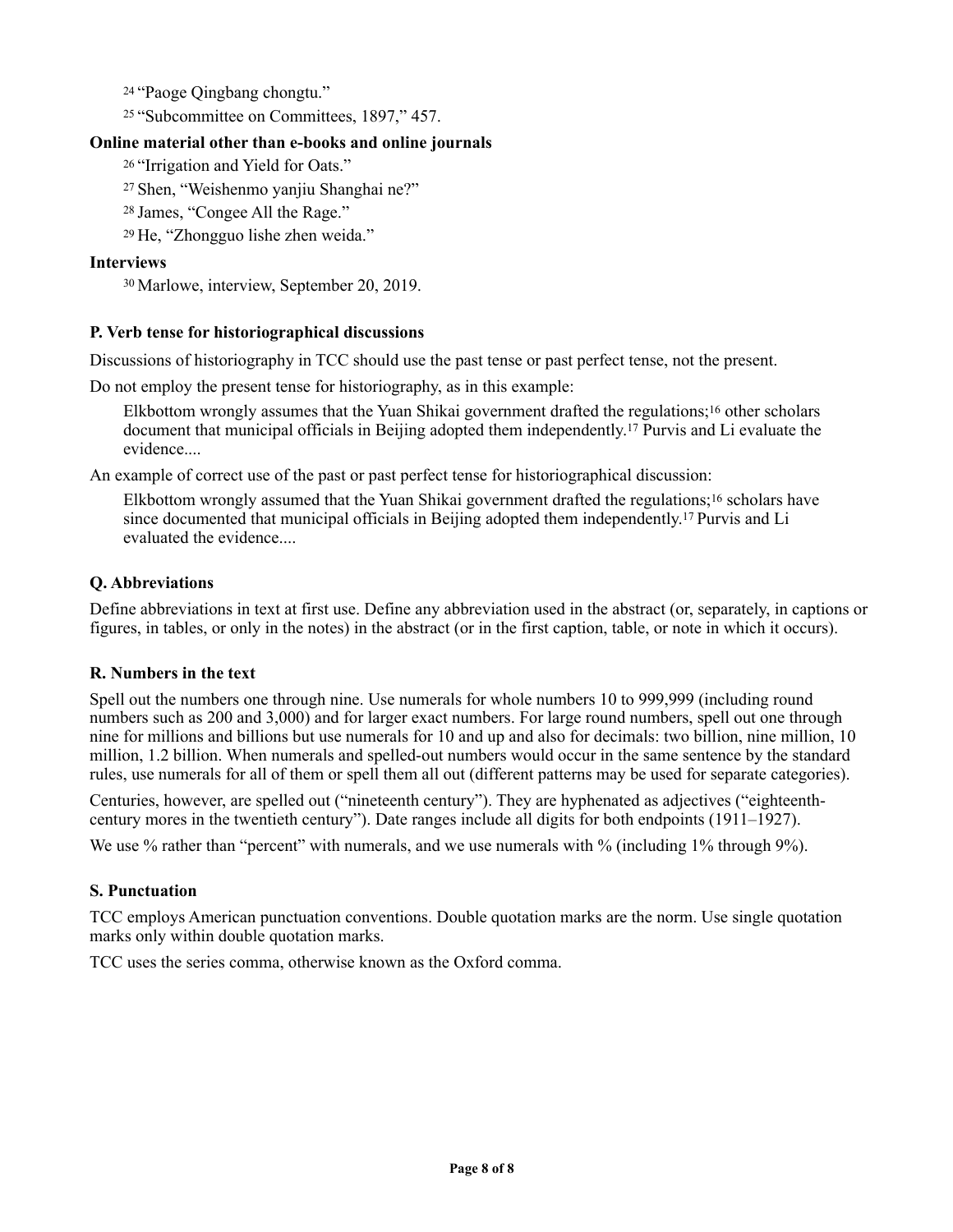[24] "Paoge Qingbang chongtu."

[25] "Subcommittee on Committees, 1897," 457.

**Online material other than e-books and online journals**

[26] "Irrigation and Yield for Oats."

[27] Shen, "Weishenmo yanjiu Shanghai ne?"

[28] James, "Congee All the Rage."

[29] He, "Zhongguo lishe zhen weida."

**Interviews**

[30] Marlowe, interview, September 20, 2019.

### P. Verb tense for historiographical discussions

Discussions of historiography in TCC should use the past tense or past perfect tense, not the present.

Do not employ the present tense for historiography, as in this example:

> Elkbottom wrongly assumes that the Yuan Shikai government drafted the regulations;[16] other scholars document that municipal officials in Beijing adopted them independently.[17] Purvis and Li evaluate the evidence....

An example of correct use of the past or past perfect tense for historiographical discussion:

> Elkbottom wrongly assumed that the Yuan Shikai government drafted the regulations;[16] scholars have since documented that municipal officials in Beijing adopted them independently.[17] Purvis and Li evaluated the evidence....

### Q. Abbreviations

Define abbreviations in text at first use. Define any abbreviation used in the abstract (or, separately, in captions or figures, in tables, or only in the notes) in the abstract (or in the first caption, table, or note in which it occurs).

### R. Numbers in the text

Spell out the numbers one through nine. Use numerals for whole numbers 10 to 999,999 (including round numbers such as 200 and 3,000) and for larger exact numbers. For large round numbers, spell out one through nine for millions and billions but use numerals for 10 and up and also for decimals: two billion, nine million, 10 million, 1.2 billion. When numerals and spelled-out numbers would occur in the same sentence by the standard rules, use numerals for all of them or spell them all out (different patterns may be used for separate categories).

Centuries, however, are spelled out ("nineteenth century"). They are hyphenated as adjectives ("eighteenth-century mores in the twentieth century"). Date ranges include all digits for both endpoints (1911–1927).

We use % rather than "percent" with numerals, and we use numerals with % (including 1% through 9%).

### S. Punctuation

TCC employs American punctuation conventions. Double quotation marks are the norm. Use single quotation marks only within double quotation marks.

TCC uses the series comma, otherwise known as the Oxford comma.